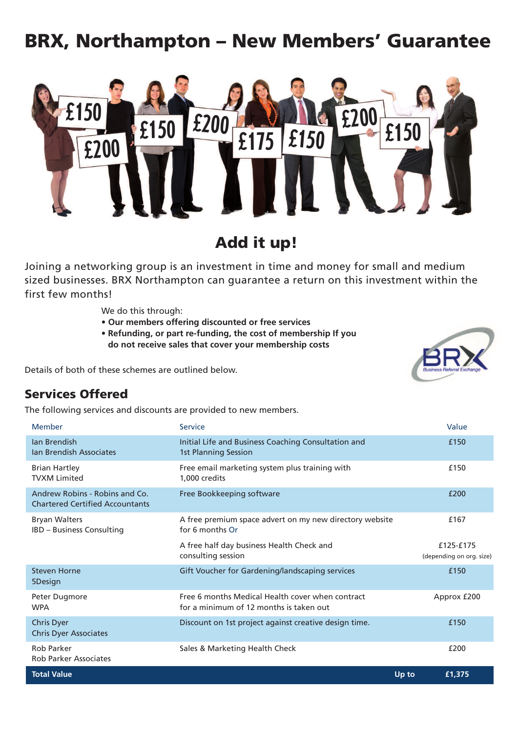# BRX, Northampton – New Members' Guarantee

## Add it up!

Joining a networking group is an investment in time and money for small and medium sized businesses. BRX Northampton can guarantee a return on this investment within the first few months!

We do this through:

- **Our members offering discounted or free services**
- **Refunding, or part re-funding, the cost of membership If you do not receive sales that cover your membership costs**

Details of both of these schemes are outlined below.

## Services Offered

The following services and discounts are provided to new members.

| Member | Service | Value |
|---|---|---|
| Ian Brendish<br>Ian Brendish Associates | Initial Life and Business Coaching Consultation and 1st Planning Session | £150 |
| Brian Hartley<br>TVXM Limited | Free email marketing system plus training with 1,000 credits | £150 |
| Andrew Robins - Robins and Co.<br>Chartered Certified Accountants | Free Bookkeeping software | £200 |
| Bryan Walters<br>IBD – Business Consulting | A free premium space advert on my new directory website for 6 months Or | £167 |
| | A free half day business Health Check and consulting session | £125-£175<br>(depending on org. size) |
| Steven Horne<br>5Design | Gift Voucher for Gardening/landscaping services | £150 |
| Peter Dugmore<br>WPA | Free 6 months Medical Health cover when contract for a minimum of 12 months is taken out | Approx £200 |
| Chris Dyer<br>Chris Dyer Associates | Discount on 1st project against creative design time. | £150 |
| Rob Parker<br>Rob Parker Associates | Sales & Marketing Health Check | £200 |
| **Total Value** | **Up to** | **£1,375** |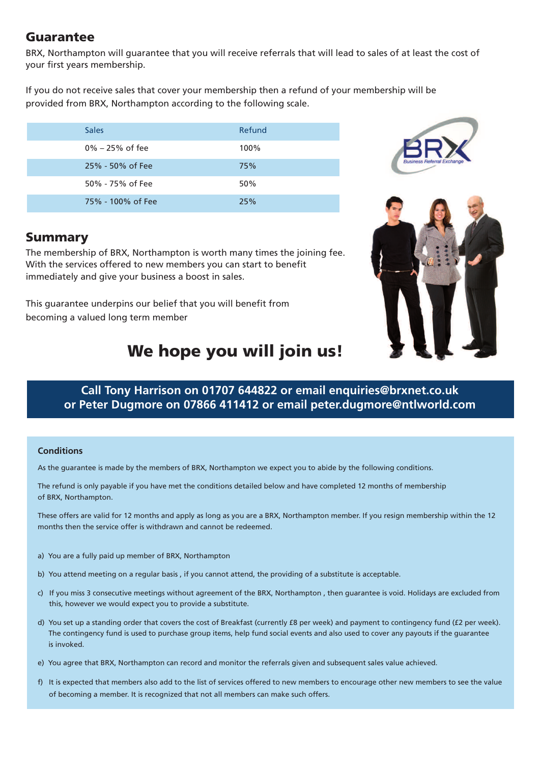## Guarantee

BRX, Northampton will guarantee that you will receive referrals that will lead to sales of at least the cost of your first years membership.

If you do not receive sales that cover your membership then a refund of your membership will be provided from BRX, Northampton according to the following scale.

| Sales | Refund |
|---|---|
| 0% – 25% of fee | 100% |
| 25% - 50% of Fee | 75% |
| 50% - 75% of Fee | 50% |
| 75% - 100% of Fee | 25% |

## Summary

The membership of BRX, Northampton is worth many times the joining fee. With the services offered to new members you can start to benefit immediately and give your business a boost in sales.

This guarantee underpins our belief that you will benefit from becoming a valued long term member

# We hope you will join us!

**Call Tony Harrison on 01707 644822 or email enquiries@brxnet.co.uk or Peter Dugmore on 07866 411412 or email peter.dugmore@ntlworld.com**

### Conditions

As the guarantee is made by the members of BRX, Northampton we expect you to abide by the following conditions.

The refund is only payable if you have met the conditions detailed below and have completed 12 months of membership of BRX, Northampton.

These offers are valid for 12 months and apply as long as you are a BRX, Northampton member. If you resign membership within the 12 months then the service offer is withdrawn and cannot be redeemed.

a) You are a fully paid up member of BRX, Northampton

b) You attend meeting on a regular basis , if you cannot attend, the providing of a substitute is acceptable.

c) If you miss 3 consecutive meetings without agreement of the BRX, Northampton , then guarantee is void. Holidays are excluded from this, however we would expect you to provide a substitute.

d) You set up a standing order that covers the cost of Breakfast (currently £8 per week) and payment to contingency fund (£2 per week). The contingency fund is used to purchase group items, help fund social events and also used to cover any payouts if the guarantee is invoked.

e) You agree that BRX, Northampton can record and monitor the referrals given and subsequent sales value achieved.

f) It is expected that members also add to the list of services offered to new members to encourage other new members to see the value of becoming a member. It is recognized that not all members can make such offers.